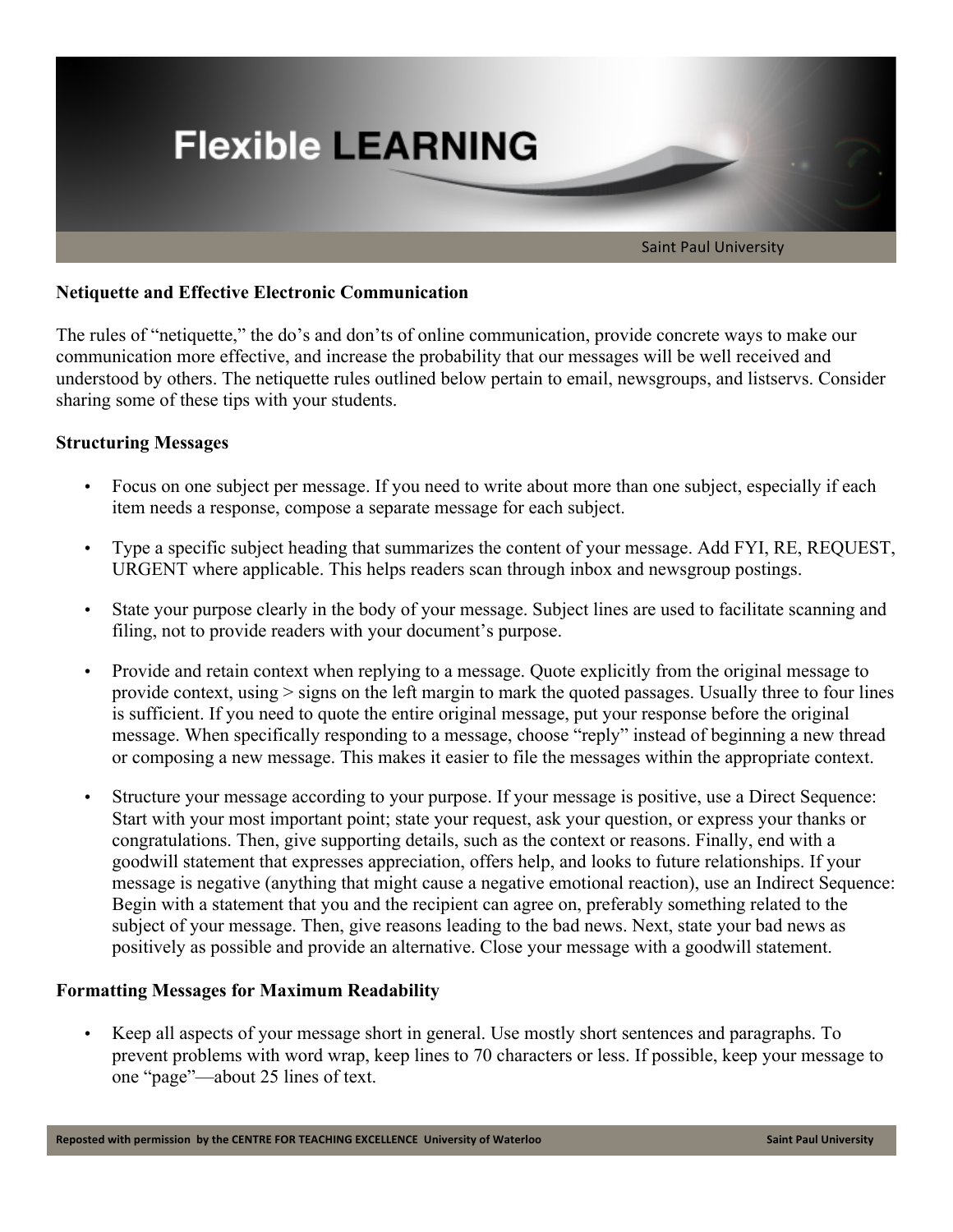# Netiquette and Effective Electronic Communication

The rules of "netiquette," the do's and don'ts of online communication, provide concrete ways to make our communication more effective, and increase the probability that our messages will be well received and understood by others. The netiquette rules outlined below pertain to email, newsgroups, and listservs. Consider sharing some of these tips with your students.

## Structuring Messages

- Focus on one subject per message. If you need to write about more than one subject, especially if each item needs a response, compose a separate message for each subject.
- Type a specific subject heading that summarizes the content of your message. Add FYI, RE, REQUEST, URGENT where applicable. This helps readers scan through inbox and newsgroup postings.
- State your purpose clearly in the body of your message. Subject lines are used to facilitate scanning and filing, not to provide readers with your document's purpose.
- Provide and retain context when replying to a message. Quote explicitly from the original message to provide context, using > signs on the left margin to mark the quoted passages. Usually three to four lines is sufficient. If you need to quote the entire original message, put your response before the original message. When specifically responding to a message, choose "reply" instead of beginning a new thread or composing a new message. This makes it easier to file the messages within the appropriate context.
- Structure your message according to your purpose. If your message is positive, use a Direct Sequence: Start with your most important point; state your request, ask your question, or express your thanks or congratulations. Then, give supporting details, such as the context or reasons. Finally, end with a goodwill statement that expresses appreciation, offers help, and looks to future relationships. If your message is negative (anything that might cause a negative emotional reaction), use an Indirect Sequence: Begin with a statement that you and the recipient can agree on, preferably something related to the subject of your message. Then, give reasons leading to the bad news. Next, state your bad news as positively as possible and provide an alternative. Close your message with a goodwill statement.

## Formatting Messages for Maximum Readability

- Keep all aspects of your message short in general. Use mostly short sentences and paragraphs. To prevent problems with word wrap, keep lines to 70 characters or less. If possible, keep your message to one "page"—about 25 lines of text.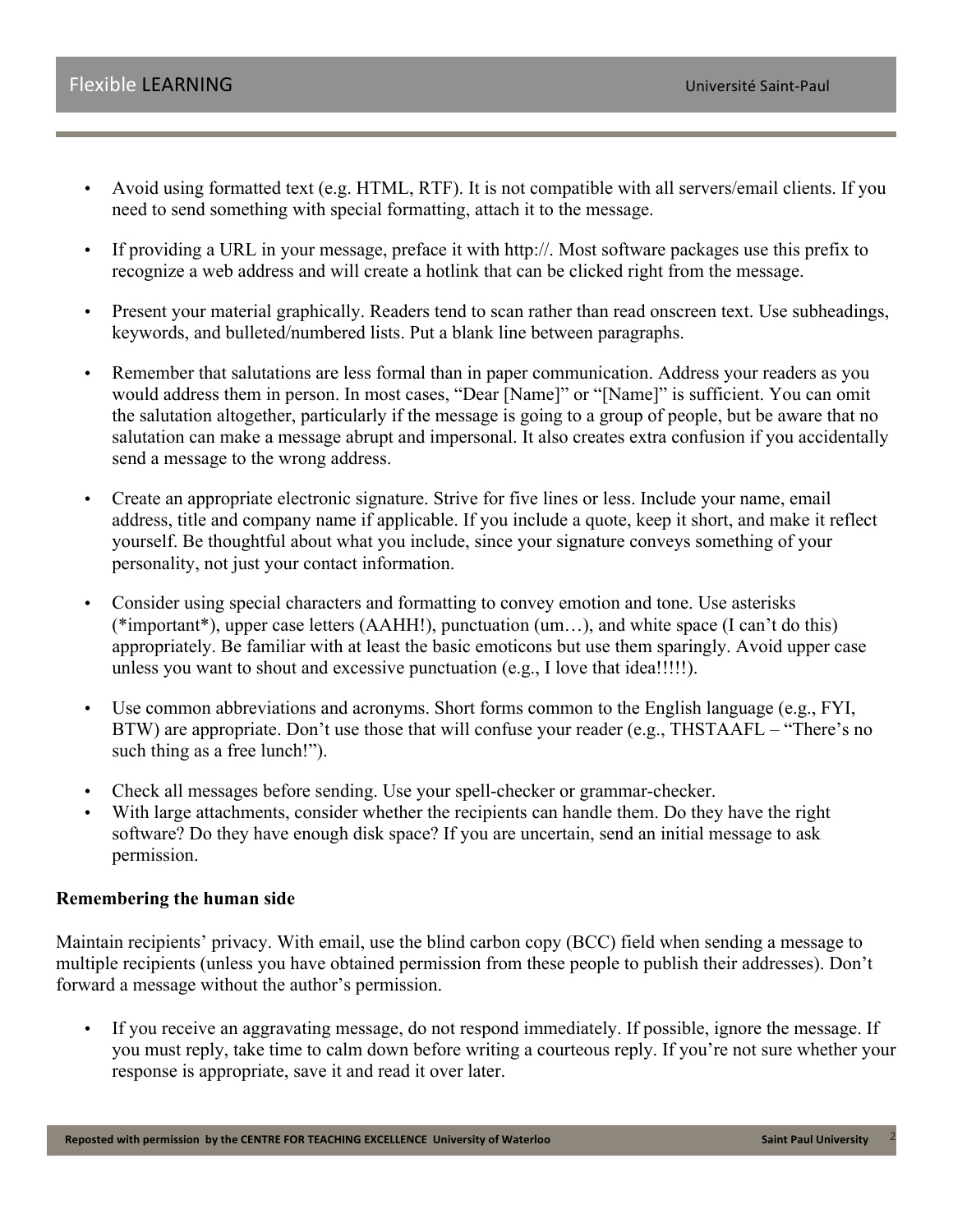- Avoid using formatted text (e.g. HTML, RTF). It is not compatible with all servers/email clients. If you need to send something with special formatting, attach it to the message.

- If providing a URL in your message, preface it with http://. Most software packages use this prefix to recognize a web address and will create a hotlink that can be clicked right from the message.

- Present your material graphically. Readers tend to scan rather than read onscreen text. Use subheadings, keywords, and bulleted/numbered lists. Put a blank line between paragraphs.

- Remember that salutations are less formal than in paper communication. Address your readers as you would address them in person. In most cases, "Dear [Name]" or "[Name]" is sufficient. You can omit the salutation altogether, particularly if the message is going to a group of people, but be aware that no salutation can make a message abrupt and impersonal. It also creates extra confusion if you accidentally send a message to the wrong address.

- Create an appropriate electronic signature. Strive for five lines or less. Include your name, email address, title and company name if applicable. If you include a quote, keep it short, and make it reflect yourself. Be thoughtful about what you include, since your signature conveys something of your personality, not just your contact information.

- Consider using special characters and formatting to convey emotion and tone. Use asterisks (*important*), upper case letters (AAHH!), punctuation (um…), and white space (I can't do this) appropriately. Be familiar with at least the basic emoticons but use them sparingly. Avoid upper case unless you want to shout and excessive punctuation (e.g., I love that idea!!!!!).

- Use common abbreviations and acronyms. Short forms common to the English language (e.g., FYI, BTW) are appropriate. Don't use those that will confuse your reader (e.g., THSTAAFL – "There's no such thing as a free lunch!").

- Check all messages before sending. Use your spell-checker or grammar-checker.
- With large attachments, consider whether the recipients can handle them. Do they have the right software? Do they have enough disk space? If you are uncertain, send an initial message to ask permission.

**Remembering the human side**

Maintain recipients' privacy. With email, use the blind carbon copy (BCC) field when sending a message to multiple recipients (unless you have obtained permission from these people to publish their addresses). Don't forward a message without the author's permission.

- If you receive an aggravating message, do not respond immediately. If possible, ignore the message. If you must reply, take time to calm down before writing a courteous reply. If you're not sure whether your response is appropriate, save it and read it over later.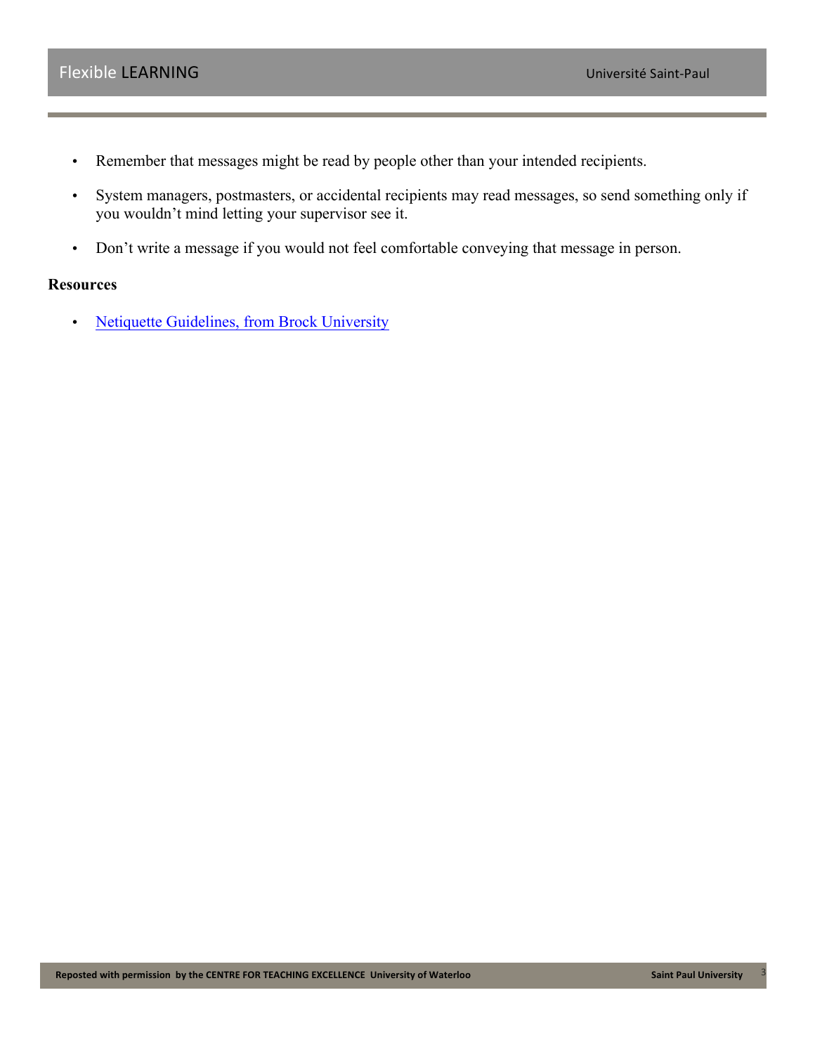- Remember that messages might be read by people other than your intended recipients.
- System managers, postmasters, or accidental recipients may read messages, so send something only if you wouldn't mind letting your supervisor see it.
- Don't write a message if you would not feel comfortable conveying that message in person.

**Resources**

- Netiquette Guidelines, from Brock University